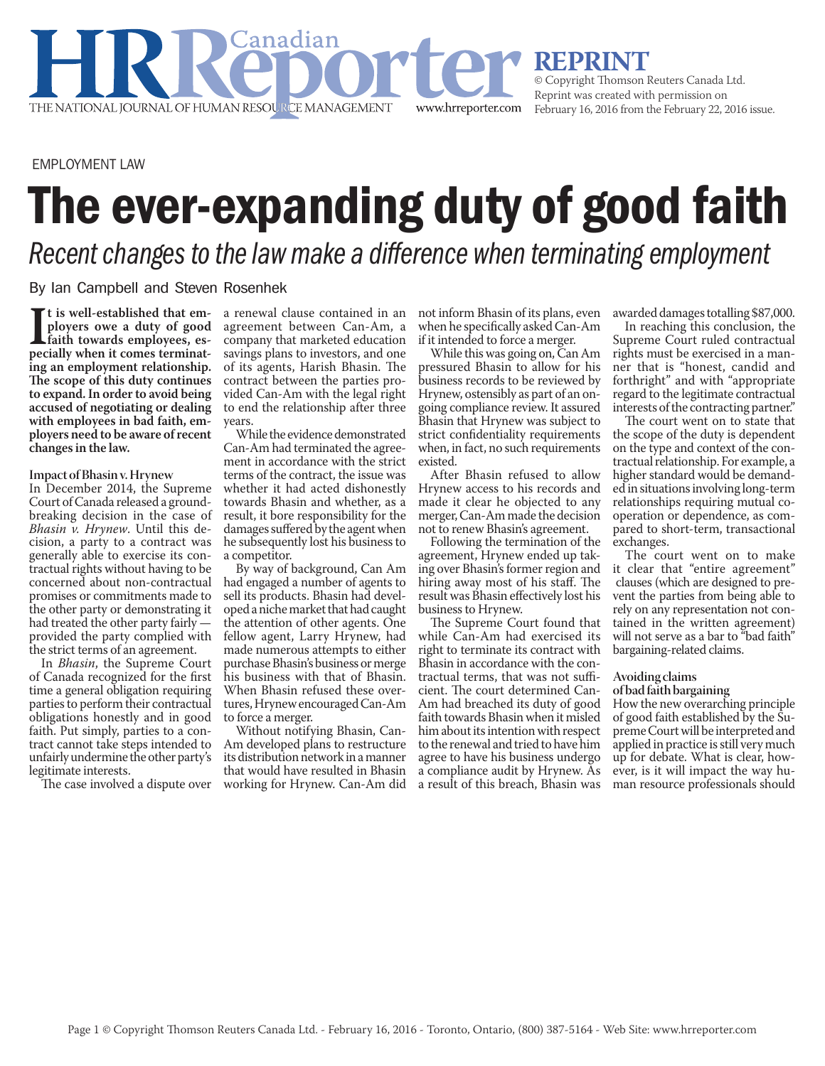EMPLOYMENT LAW

# The ever-expanding duty of good faith

*Recent changes to the law make a difference when terminating employment*

By Ian Campbell and Steven Rosenhek

**It is well-established that employers owe a duty of good faith towards employees, especially when it comes terminating an employment relationship. The scope of this duty continues to expand. In order to avoid being accused of negotiating or dealing with employees in bad faith, employers need to be aware of recent changes in the law.**

### Impact of Bhasin v. Hrynew

In December 2014, the Supreme Court of Canada released a groundbreaking decision in the case of *Bhasin v. Hrynew*. Until this decision, a party to a contract was generally able to exercise its contractual rights without having to be concerned about non-contractual promises or commitments made to the other party or demonstrating it had treated the other party fairly — provided the party complied with the strict terms of an agreement.

In *Bhasin*, the Supreme Court of Canada recognized for the first time a general obligation requiring parties to perform their contractual obligations honestly and in good faith. Put simply, parties to a contract cannot take steps intended to unfairly undermine the other party's legitimate interests.

The case involved a dispute over a renewal clause contained in an agreement between Can-Am, a company that marketed education savings plans to investors, and one of its agents, Harish Bhasin. The contract between the parties provided Can-Am with the legal right to end the relationship after three years.

While the evidence demonstrated Can-Am had terminated the agreement in accordance with the strict terms of the contract, the issue was whether it had acted dishonestly towards Bhasin and whether, as a result, it bore responsibility for the damages suffered by the agent when he subsequently lost his business to a competitor.

By way of background, Can Am had engaged a number of agents to sell its products. Bhasin had developed a niche market that had caught the attention of other agents. One fellow agent, Larry Hrynew, had made numerous attempts to either purchase Bhasin's business or merge his business with that of Bhasin. When Bhasin refused these overtures, Hrynew encouraged Can-Am to force a merger.

Without notifying Bhasin, Can-Am developed plans to restructure its distribution network in a manner that would have resulted in Bhasin working for Hrynew. Can-Am did not inform Bhasin of its plans, even when he specifically asked Can-Am if it intended to force a merger.

While this was going on, Can Am pressured Bhasin to allow for his business records to be reviewed by Hrynew, ostensibly as part of an ongoing compliance review. It assured Bhasin that Hrynew was subject to strict confidentiality requirements when, in fact, no such requirements existed.

After Bhasin refused to allow Hrynew access to his records and made it clear he objected to any merger, Can-Am made the decision not to renew Bhasin's agreement.

Following the termination of the agreement, Hrynew ended up taking over Bhasin's former region and hiring away most of his staff. The result was Bhasin effectively lost his business to Hrynew.

The Supreme Court found that while Can-Am had exercised its right to terminate its contract with Bhasin in accordance with the contractual terms, that was not sufficient. The court determined Can-Am had breached its duty of good faith towards Bhasin when it misled him about its intention with respect to the renewal and tried to have him agree to have his business undergo a compliance audit by Hrynew. As a result of this breach, Bhasin was awarded damages totalling $87,000.

In reaching this conclusion, the Supreme Court ruled contractual rights must be exercised in a manner that is "honest, candid and forthright" and with "appropriate regard to the legitimate contractual interests of the contracting partner."

The court went on to state that the scope of the duty is dependent on the type and context of the contractual relationship. For example, a higher standard would be demanded in situations involving long-term relationships requiring mutual cooperation or dependence, as compared to short-term, transactional exchanges.

The court went on to make it clear that "entire agreement" clauses (which are designed to prevent the parties from being able to rely on any representation not contained in the written agreement) will not serve as a bar to "bad faith" bargaining-related claims.

### Avoiding claims of bad faith bargaining

How the new overarching principle of good faith established by the Supreme Court will be interpreted and applied in practice is still very much up for debate. What is clear, however, is it will impact the way human resource professionals should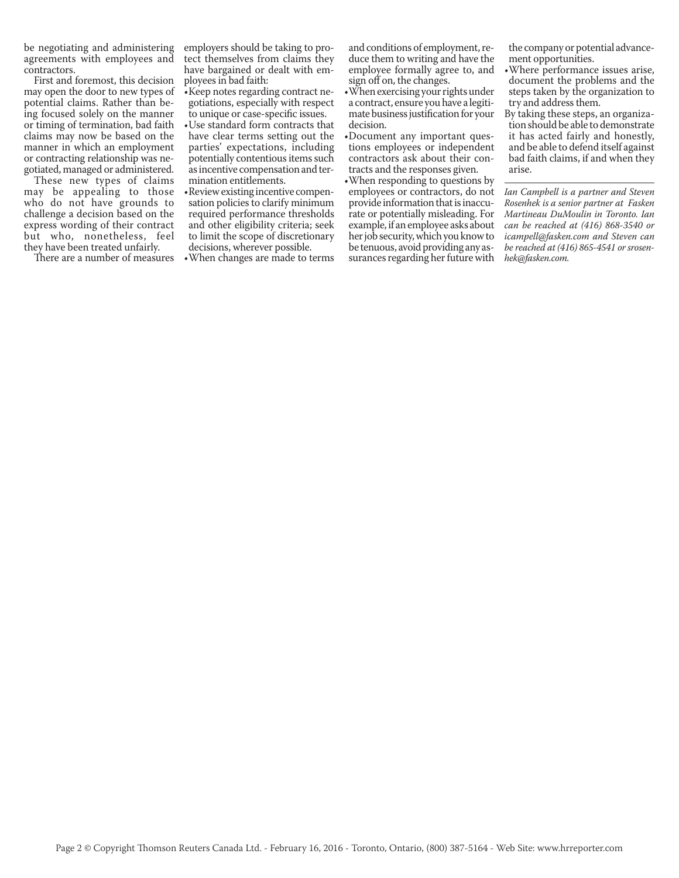be negotiating and administering agreements with employees and contractors.

First and foremost, this decision may open the door to new types of potential claims. Rather than being focused solely on the manner or timing of termination, bad faith claims may now be based on the manner in which an employment or contracting relationship was negotiated, managed or administered.

These new types of claims may be appealing to those who do not have grounds to challenge a decision based on the express wording of their contract but who, nonetheless, feel they have been treated unfairly.

There are a number of measures employers should be taking to protect themselves from claims they have bargained or dealt with employees in bad faith:

- Keep notes regarding contract negotiations, especially with respect to unique or case-specific issues.
- Use standard form contracts that have clear terms setting out the parties' expectations, including potentially contentious items such as incentive compensation and termination entitlements.
- Review existing incentive compensation policies to clarify minimum required performance thresholds and other eligibility criteria; seek to limit the scope of discretionary decisions, wherever possible.
- When changes are made to terms and conditions of employment, reduce them to writing and have the employee formally agree to, and sign off on, the changes.
- When exercising your rights under a contract, ensure you have a legitimate business justification for your decision.
- Document any important questions employees or independent contractors ask about their contracts and the responses given.
- When responding to questions by employees or contractors, do not provide information that is inaccurate or potentially misleading. For example, if an employee asks about her job security, which you know to be tenuous, avoid providing any assurances regarding her future with the company or potential advancement opportunities.
- Where performance issues arise, document the problems and the steps taken by the organization to try and address them.

By taking these steps, an organization should be able to demonstrate it has acted fairly and honestly, and be able to defend itself against bad faith claims, if and when they arise.

---

*Ian Campbell is a partner and Steven Rosenhek is a senior partner at Fasken Martineau DuMoulin in Toronto. Ian can be reached at (416) 868-3540 or icampell@fasken.com and Steven can be reached at (416) 865-4541 or srosenhek@fasken.com.*